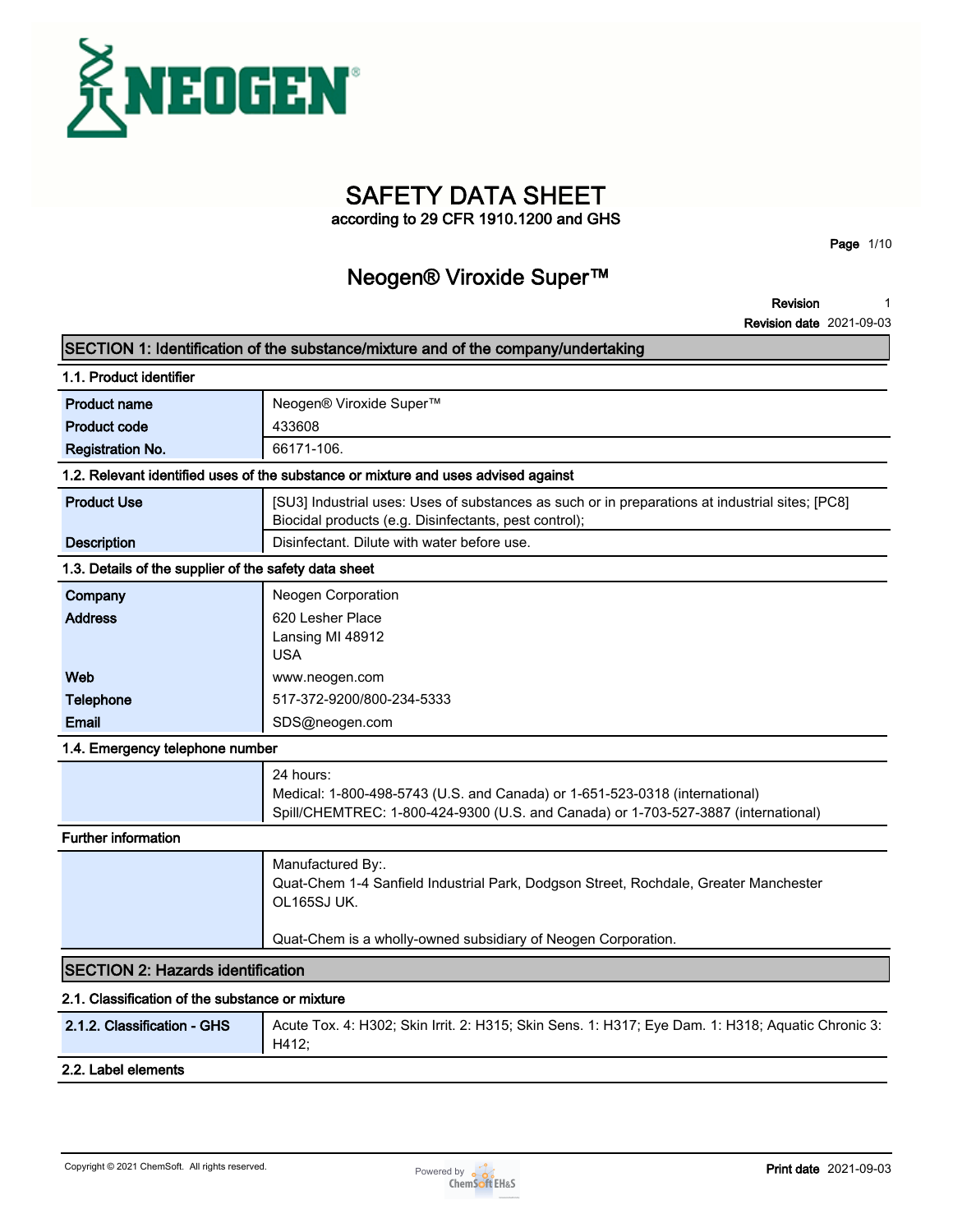# SAFETY DATA SHEET

according to 29 CFR 1910.1200 and GHS

## Neogen® Viroxide Super™

**Revision** 1
**Revision date** 2021-09-03

## SECTION 1: Identification of the substance/mixture and of the company/undertaking

### 1.1. Product identifier

| | |
|---|---|
| **Product name** | Neogen® Viroxide Super™ |
| **Product code** | 433608 |
| **Registration No.** | 66171-106. |

### 1.2. Relevant identified uses of the substance or mixture and uses advised against

| | |
|---|---|
| **Product Use** | [SU3] Industrial uses: Uses of substances as such or in preparations at industrial sites; [PC8] Biocidal products (e.g. Disinfectants, pest control); |
| **Description** | Disinfectant. Dilute with water before use. |

### 1.3. Details of the supplier of the safety data sheet

| | |
|---|---|
| **Company** | Neogen Corporation |
| **Address** | 620 Lesher Place<br>Lansing MI 48912<br>USA |
| **Web** | www.neogen.com |
| **Telephone** | 517-372-9200/800-234-5333 |
| **Email** | SDS@neogen.com |

### 1.4. Emergency telephone number

24 hours:
Medical: 1-800-498-5743 (U.S. and Canada) or 1-651-523-0318 (international)
Spill/CHEMTREC: 1-800-424-9300 (U.S. and Canada) or 1-703-527-3887 (international)

### Further information

Manufactured By:.
Quat-Chem 1-4 Sanfield Industrial Park, Dodgson Street, Rochdale, Greater Manchester OL165SJ UK.

Quat-Chem is a wholly-owned subsidiary of Neogen Corporation.

## SECTION 2: Hazards identification

### 2.1. Classification of the substance or mixture

| | |
|---|---|
| **2.1.2. Classification - GHS** | Acute Tox. 4: H302; Skin Irrit. 2: H315; Skin Sens. 1: H317; Eye Dam. 1: H318; Aquatic Chronic 3: H412; |

### 2.2. Label elements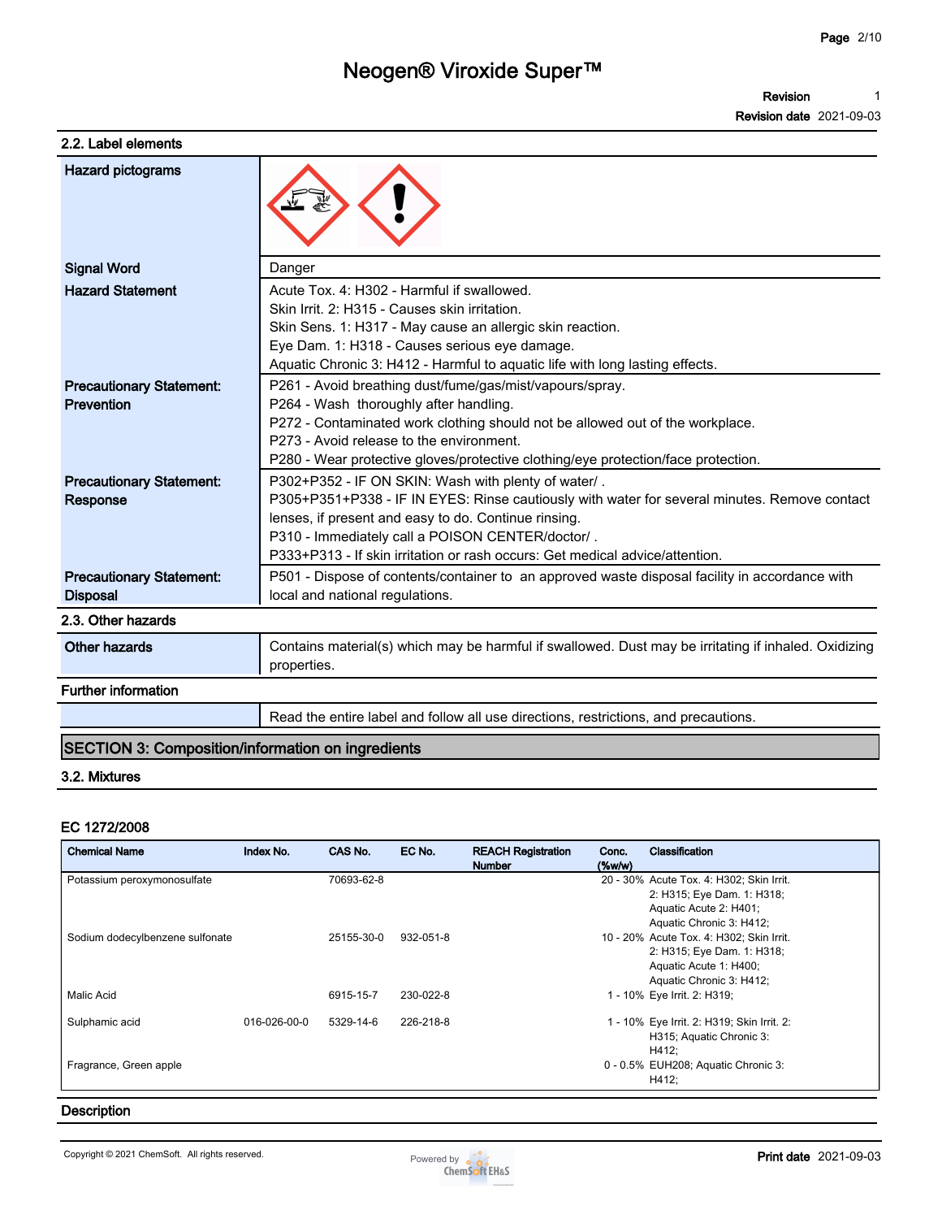### 2.2. Label elements

| | |
|---|---|
| **Hazard pictograms** | |
| **Signal Word** | Danger |
| **Hazard Statement** | Acute Tox. 4: H302 - Harmful if swallowed.<br>Skin Irrit. 2: H315 - Causes skin irritation.<br>Skin Sens. 1: H317 - May cause an allergic skin reaction.<br>Eye Dam. 1: H318 - Causes serious eye damage.<br>Aquatic Chronic 3: H412 - Harmful to aquatic life with long lasting effects. |
| **Precautionary Statement: Prevention** | P261 - Avoid breathing dust/fume/gas/mist/vapours/spray.<br>P264 - Wash thoroughly after handling.<br>P272 - Contaminated work clothing should not be allowed out of the workplace.<br>P273 - Avoid release to the environment.<br>P280 - Wear protective gloves/protective clothing/eye protection/face protection. |
| **Precautionary Statement: Response** | P302+P352 - IF ON SKIN: Wash with plenty of water/ .<br>P305+P351+P338 - IF IN EYES: Rinse cautiously with water for several minutes. Remove contact lenses, if present and easy to do. Continue rinsing.<br>P310 - Immediately call a POISON CENTER/doctor/ .<br>P333+P313 - If skin irritation or rash occurs: Get medical advice/attention. |
| **Precautionary Statement: Disposal** | P501 - Dispose of contents/container to an approved waste disposal facility in accordance with local and national regulations. |

### 2.3. Other hazards

| | |
|---|---|
| **Other hazards** | Contains material(s) which may be harmful if swallowed. Dust may be irritating if inhaled. Oxidizing properties. |

### Further information

| | |
|---|---|
| | Read the entire label and follow all use directions, restrictions, and precautions. |

## SECTION 3: Composition/information on ingredients

### 3.2. Mixtures

#### EC 1272/2008

| Chemical Name | Index No. | CAS No. | EC No. | REACH Registration Number | Conc. (%w/w) | Classification |
|---|---|---|---|---|---|---|
| Potassium peroxymonosulfate | | 70693-62-8 | | | 20 - 30% | Acute Tox. 4: H302; Skin Irrit. 2: H315; Eye Dam. 1: H318; Aquatic Acute 2: H401; Aquatic Chronic 3: H412; |
| Sodium dodecylbenzene sulfonate | | 25155-30-0 | 932-051-8 | | 10 - 20% | Acute Tox. 4: H302; Skin Irrit. 2: H315; Eye Dam. 1: H318; Aquatic Acute 1: H400; Aquatic Chronic 3: H412; |
| Malic Acid | | 6915-15-7 | 230-022-8 | | 1 - 10% | Eye Irrit. 2: H319; |
| Sulphamic acid | 016-026-00-0 | 5329-14-6 | 226-218-8 | | 1 - 10% | Eye Irrit. 2: H319; Skin Irrit. 2: H315; Aquatic Chronic 3: H412; |
| Fragrance, Green apple | | | | | 0 - 0.5% | EUH208; Aquatic Chronic 3: H412; |

### Description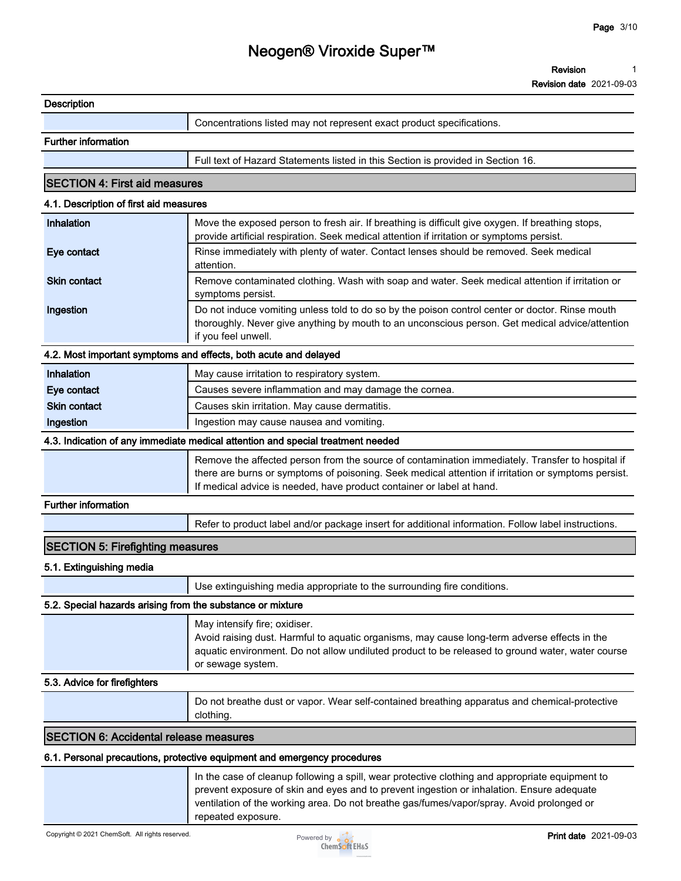### Description

| | |
|---|---|
| | Concentrations listed may not represent exact product specifications. |

### Further information

| | |
|---|---|
| | Full text of Hazard Statements listed in this Section is provided in Section 16. |

## SECTION 4: First aid measures

### 4.1. Description of first aid measures

| | |
|---|---|
| **Inhalation** | Move the exposed person to fresh air. If breathing is difficult give oxygen. If breathing stops, provide artificial respiration. Seek medical attention if irritation or symptoms persist. |
| **Eye contact** | Rinse immediately with plenty of water. Contact lenses should be removed. Seek medical attention. |
| **Skin contact** | Remove contaminated clothing. Wash with soap and water. Seek medical attention if irritation or symptoms persist. |
| **Ingestion** | Do not induce vomiting unless told to do so by the poison control center or doctor. Rinse mouth thoroughly. Never give anything by mouth to an unconscious person. Get medical advice/attention if you feel unwell. |

### 4.2. Most important symptoms and effects, both acute and delayed

| | |
|---|---|
| **Inhalation** | May cause irritation to respiratory system. |
| **Eye contact** | Causes severe inflammation and may damage the cornea. |
| **Skin contact** | Causes skin irritation. May cause dermatitis. |
| **Ingestion** | Ingestion may cause nausea and vomiting. |

### 4.3. Indication of any immediate medical attention and special treatment needed

| | |
|---|---|
| | Remove the affected person from the source of contamination immediately. Transfer to hospital if there are burns or symptoms of poisoning. Seek medical attention if irritation or symptoms persist. If medical advice is needed, have product container or label at hand. |

### Further information

| | |
|---|---|
| | Refer to product label and/or package insert for additional information. Follow label instructions. |

## SECTION 5: Firefighting measures

### 5.1. Extinguishing media

| | |
|---|---|
| | Use extinguishing media appropriate to the surrounding fire conditions. |

### 5.2. Special hazards arising from the substance or mixture

| | |
|---|---|
| | May intensify fire; oxidiser.<br>Avoid raising dust. Harmful to aquatic organisms, may cause long-term adverse effects in the aquatic environment. Do not allow undiluted product to be released to ground water, water course or sewage system. |

### 5.3. Advice for firefighters

| | |
|---|---|
| | Do not breathe dust or vapor. Wear self-contained breathing apparatus and chemical-protective clothing. |

## SECTION 6: Accidental release measures

### 6.1. Personal precautions, protective equipment and emergency procedures

| | |
|---|---|
| | In the case of cleanup following a spill, wear protective clothing and appropriate equipment to prevent exposure of skin and eyes and to prevent ingestion or inhalation. Ensure adequate ventilation of the working area. Do not breathe gas/fumes/vapor/spray. Avoid prolonged or repeated exposure. |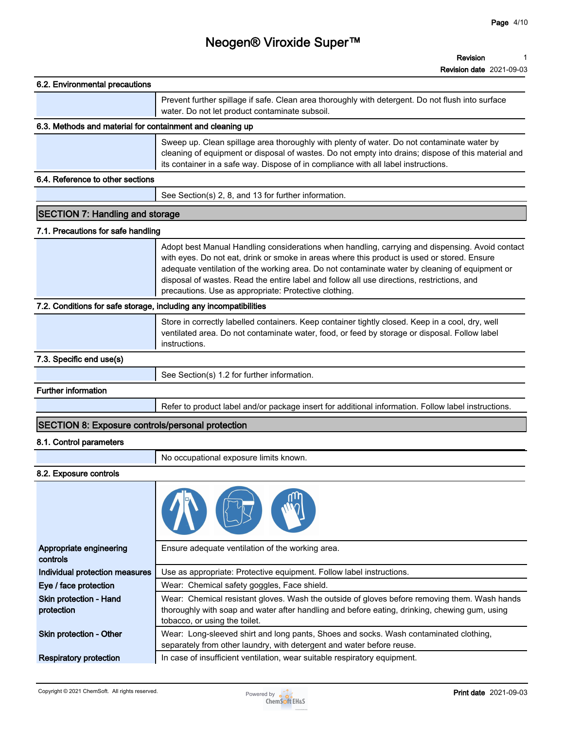### 6.2. Environmental precautions

Prevent further spillage if safe. Clean area thoroughly with detergent. Do not flush into surface water. Do not let product contaminate subsoil.

### 6.3. Methods and material for containment and cleaning up

Sweep up. Clean spillage area thoroughly with plenty of water. Do not contaminate water by cleaning of equipment or disposal of wastes. Do not empty into drains; dispose of this material and its container in a safe way. Dispose of in compliance with all label instructions.

### 6.4. Reference to other sections

See Section(s) 2, 8, and 13 for further information.

## SECTION 7: Handling and storage

### 7.1. Precautions for safe handling

Adopt best Manual Handling considerations when handling, carrying and dispensing. Avoid contact with eyes. Do not eat, drink or smoke in areas where this product is used or stored. Ensure adequate ventilation of the working area. Do not contaminate water by cleaning of equipment or disposal of wastes. Read the entire label and follow all use directions, restrictions, and precautions. Use as appropriate: Protective clothing.

### 7.2. Conditions for safe storage, including any incompatibilities

Store in correctly labelled containers. Keep container tightly closed. Keep in a cool, dry, well ventilated area. Do not contaminate water, food, or feed by storage or disposal. Follow label instructions.

### 7.3. Specific end use(s)

See Section(s) 1.2 for further information.

### Further information

Refer to product label and/or package insert for additional information. Follow label instructions.

## SECTION 8: Exposure controls/personal protection

### 8.1. Control parameters

No occupational exposure limits known.

### 8.2. Exposure controls

| | |
|---|---|
| **Appropriate engineering controls** | Ensure adequate ventilation of the working area. |
| **Individual protection measures** | Use as appropriate: Protective equipment. Follow label instructions. |
| **Eye / face protection** | Wear: Chemical safety goggles, Face shield. |
| **Skin protection - Hand protection** | Wear: Chemical resistant gloves. Wash the outside of gloves before removing them. Wash hands thoroughly with soap and water after handling and before eating, drinking, chewing gum, using tobacco, or using the toilet. |
| **Skin protection - Other** | Wear: Long-sleeved shirt and long pants, Shoes and socks. Wash contaminated clothing, separately from other laundry, with detergent and water before reuse. |
| **Respiratory protection** | In case of insufficient ventilation, wear suitable respiratory equipment. |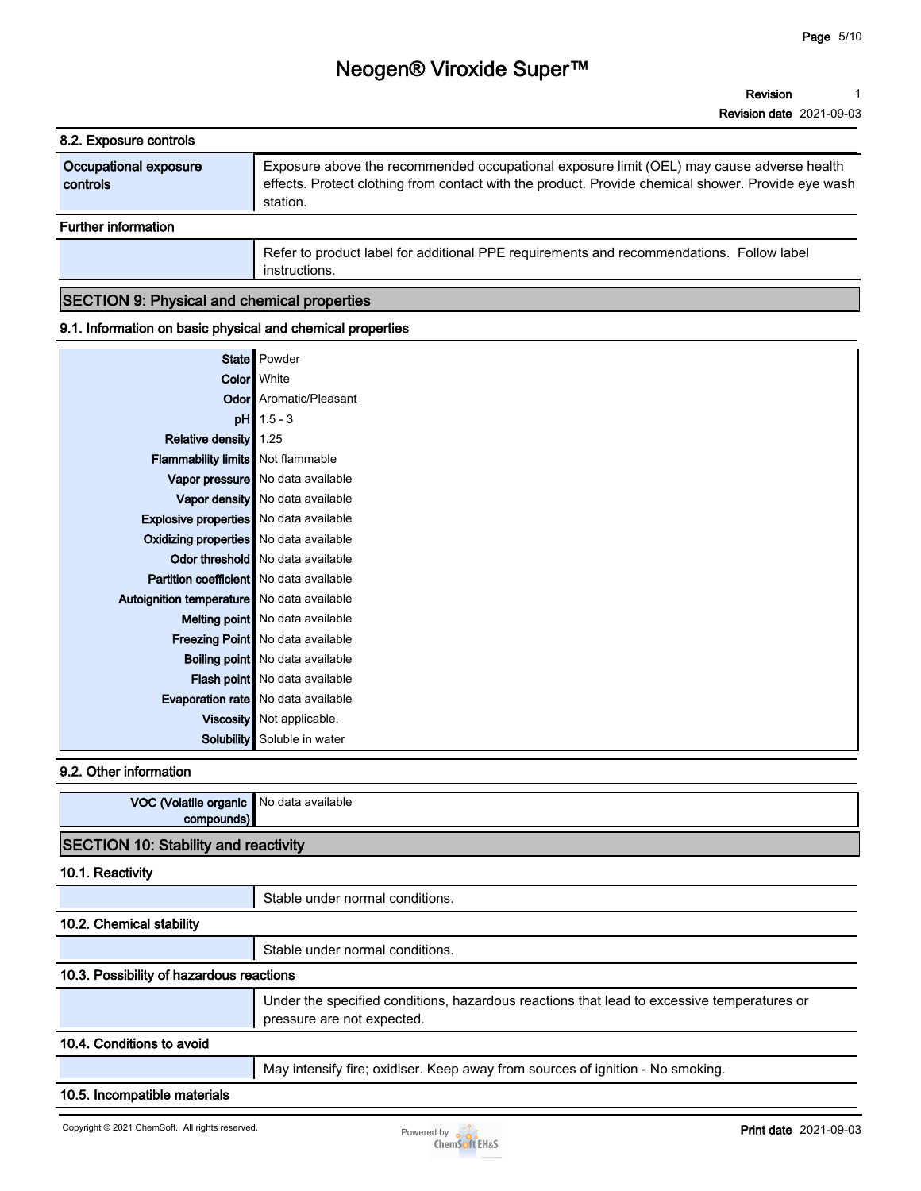### 8.2. Exposure controls

| | |
|---|---|
| Occupational exposure controls | Exposure above the recommended occupational exposure limit (OEL) may cause adverse health effects. Protect clothing from contact with the product. Provide chemical shower. Provide eye wash station. |

**Further information**

Refer to product label for additional PPE requirements and recommendations. Follow label instructions.

## SECTION 9: Physical and chemical properties

### 9.1. Information on basic physical and chemical properties

| | |
|---|---|
| State | Powder |
| Color | White |
| Odor | Aromatic/Pleasant |
| pH | 1.5 - 3 |
| Relative density | 1.25 |
| Flammability limits | Not flammable |
| Vapor pressure | No data available |
| Vapor density | No data available |
| Explosive properties | No data available |
| Oxidizing properties | No data available |
| Odor threshold | No data available |
| Partition coefficient | No data available |
| Autoignition temperature | No data available |
| Melting point | No data available |
| Freezing Point | No data available |
| Boiling point | No data available |
| Flash point | No data available |
| Evaporation rate | No data available |
| Viscosity | Not applicable. |
| Solubility | Soluble in water |

### 9.2. Other information

| | |
|---|---|
| VOC (Volatile organic compounds) | No data available |

## SECTION 10: Stability and reactivity

### 10.1. Reactivity

Stable under normal conditions.

### 10.2. Chemical stability

Stable under normal conditions.

### 10.3. Possibility of hazardous reactions

Under the specified conditions, hazardous reactions that lead to excessive temperatures or pressure are not expected.

### 10.4. Conditions to avoid

May intensify fire; oxidiser. Keep away from sources of ignition - No smoking.

### 10.5. Incompatible materials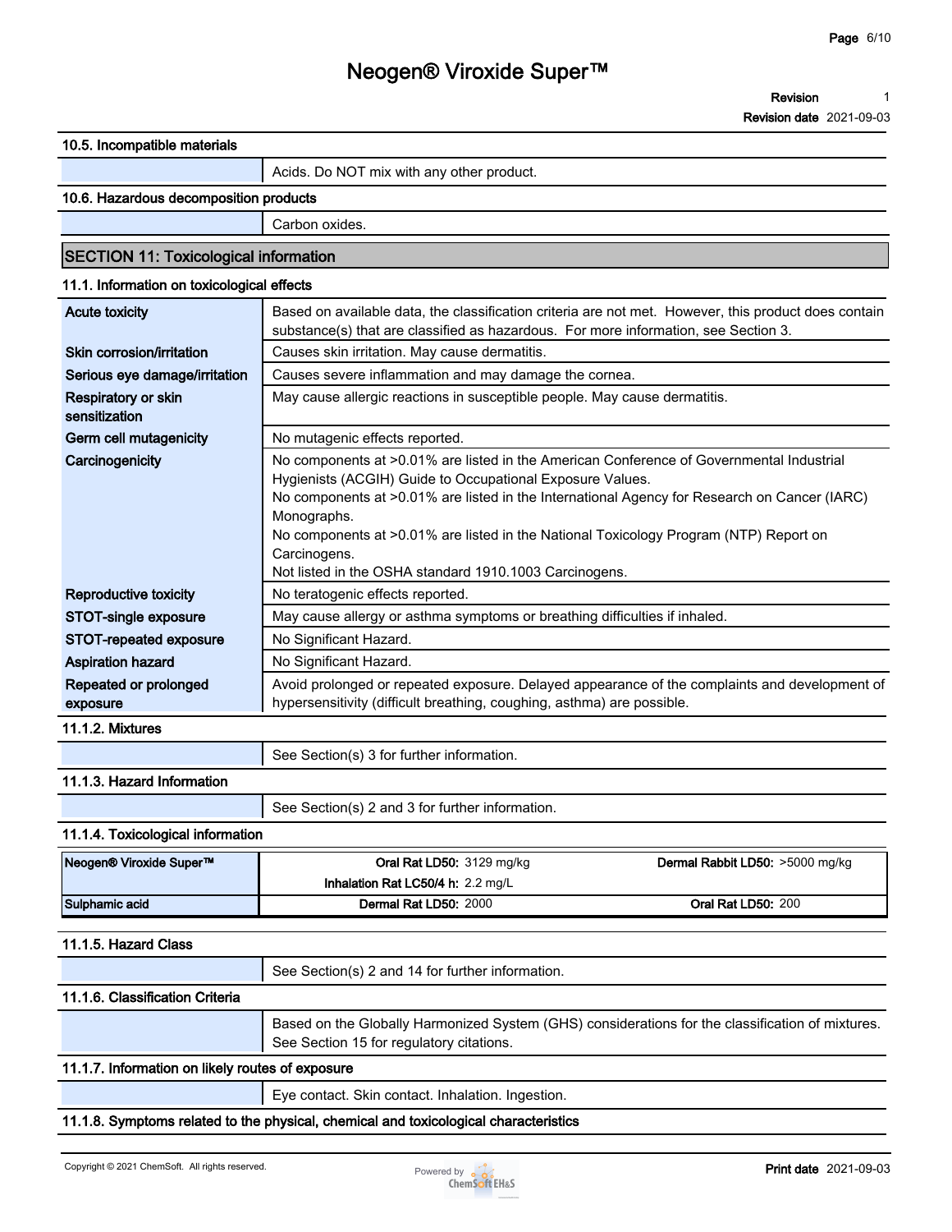### 10.5. Incompatible materials

| | |
|---|---|
| | Acids. Do NOT mix with any other product. |

### 10.6. Hazardous decomposition products

| | |
|---|---|
| | Carbon oxides. |

## SECTION 11: Toxicological information

### 11.1. Information on toxicological effects

| | |
|---|---|
| **Acute toxicity** | Based on available data, the classification criteria are not met. However, this product does contain substance(s) that are classified as hazardous. For more information, see Section 3. |
| **Skin corrosion/irritation** | Causes skin irritation. May cause dermatitis. |
| **Serious eye damage/irritation** | Causes severe inflammation and may damage the cornea. |
| **Respiratory or skin sensitization** | May cause allergic reactions in susceptible people. May cause dermatitis. |
| **Germ cell mutagenicity** | No mutagenic effects reported. |
| **Carcinogenicity** | No components at >0.01% are listed in the American Conference of Governmental Industrial Hygienists (ACGIH) Guide to Occupational Exposure Values.<br>No components at >0.01% are listed in the International Agency for Research on Cancer (IARC) Monographs.<br>No components at >0.01% are listed in the National Toxicology Program (NTP) Report on Carcinogens.<br>Not listed in the OSHA standard 1910.1003 Carcinogens. |
| **Reproductive toxicity** | No teratogenic effects reported. |
| **STOT-single exposure** | May cause allergy or asthma symptoms or breathing difficulties if inhaled. |
| **STOT-repeated exposure** | No Significant Hazard. |
| **Aspiration hazard** | No Significant Hazard. |
| **Repeated or prolonged exposure** | Avoid prolonged or repeated exposure. Delayed appearance of the complaints and development of hypersensitivity (difficult breathing, coughing, asthma) are possible. |

### 11.1.2. Mixtures

| | |
|---|---|
| | See Section(s) 3 for further information. |

### 11.1.3. Hazard Information

| | |
|---|---|
| | See Section(s) 2 and 3 for further information. |

### 11.1.4. Toxicological information

| | | |
|---|---|---|
| **Neogen® Viroxide Super™** | **Oral Rat LD50:** 3129 mg/kg | **Dermal Rabbit LD50:** >5000 mg/kg |
| | **Inhalation Rat LC50/4 h:** 2.2 mg/L | |
| **Sulphamic acid** | **Dermal Rat LD50:** 2000 | **Oral Rat LD50:** 200 |

### 11.1.5. Hazard Class

| | |
|---|---|
| | See Section(s) 2 and 14 for further information. |

### 11.1.6. Classification Criteria

| | |
|---|---|
| | Based on the Globally Harmonized System (GHS) considerations for the classification of mixtures. See Section 15 for regulatory citations. |

### 11.1.7. Information on likely routes of exposure

| | |
|---|---|
| | Eye contact. Skin contact. Inhalation. Ingestion. |

### 11.1.8. Symptoms related to the physical, chemical and toxicological characteristics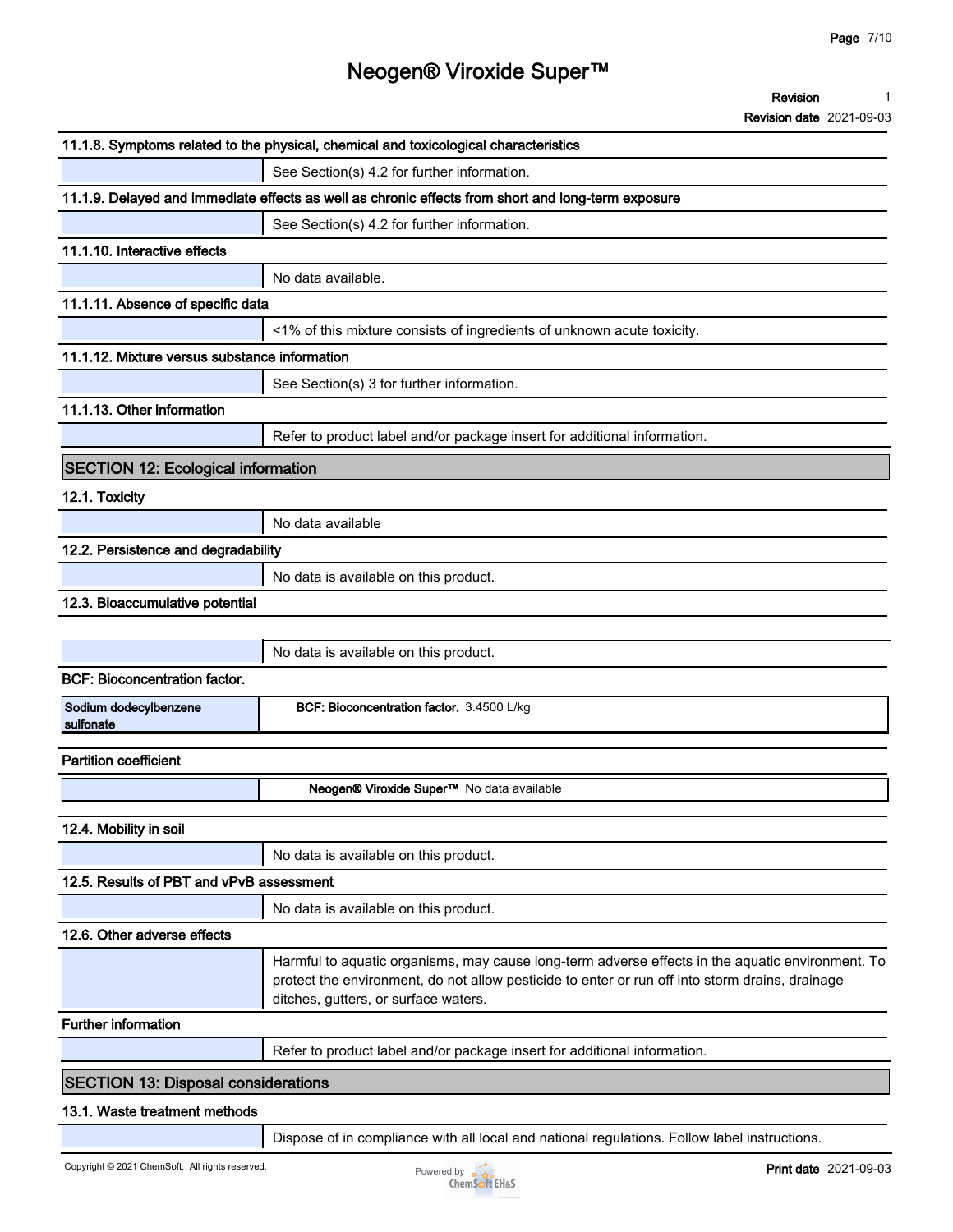#### 11.1.8. Symptoms related to the physical, chemical and toxicological characteristics

| | |
|---|---|
| | See Section(s) 4.2 for further information. |

#### 11.1.9. Delayed and immediate effects as well as chronic effects from short and long-term exposure

| | |
|---|---|
| | See Section(s) 4.2 for further information. |

#### 11.1.10. Interactive effects

| | |
|---|---|
| | No data available. |

#### 11.1.11. Absence of specific data

| | |
|---|---|
| | <1% of this mixture consists of ingredients of unknown acute toxicity. |

#### 11.1.12. Mixture versus substance information

| | |
|---|---|
| | See Section(s) 3 for further information. |

#### 11.1.13. Other information

| | |
|---|---|
| | Refer to product label and/or package insert for additional information. |

## SECTION 12: Ecological information

### 12.1. Toxicity

| | |
|---|---|
| | No data available |

### 12.2. Persistence and degradability

| | |
|---|---|
| | No data is available on this product. |

### 12.3. Bioaccumulative potential

| | |
|---|---|
| | No data is available on this product. |

**BCF: Bioconcentration factor.**

| | |
|---|---|
| Sodium dodecylbenzene sulfonate | **BCF: Bioconcentration factor.** 3.4500 L/kg |

**Partition coefficient**

| | |
|---|---|
| | **Neogen® Viroxide Super™** No data available |

### 12.4. Mobility in soil

| | |
|---|---|
| | No data is available on this product. |

### 12.5. Results of PBT and vPvB assessment

| | |
|---|---|
| | No data is available on this product. |

### 12.6. Other adverse effects

| | |
|---|---|
| | Harmful to aquatic organisms, may cause long-term adverse effects in the aquatic environment. To protect the environment, do not allow pesticide to enter or run off into storm drains, drainage ditches, gutters, or surface waters. |

**Further information**

| | |
|---|---|
| | Refer to product label and/or package insert for additional information. |

## SECTION 13: Disposal considerations

### 13.1. Waste treatment methods

| | |
|---|---|
| | Dispose of in compliance with all local and national regulations. Follow label instructions. |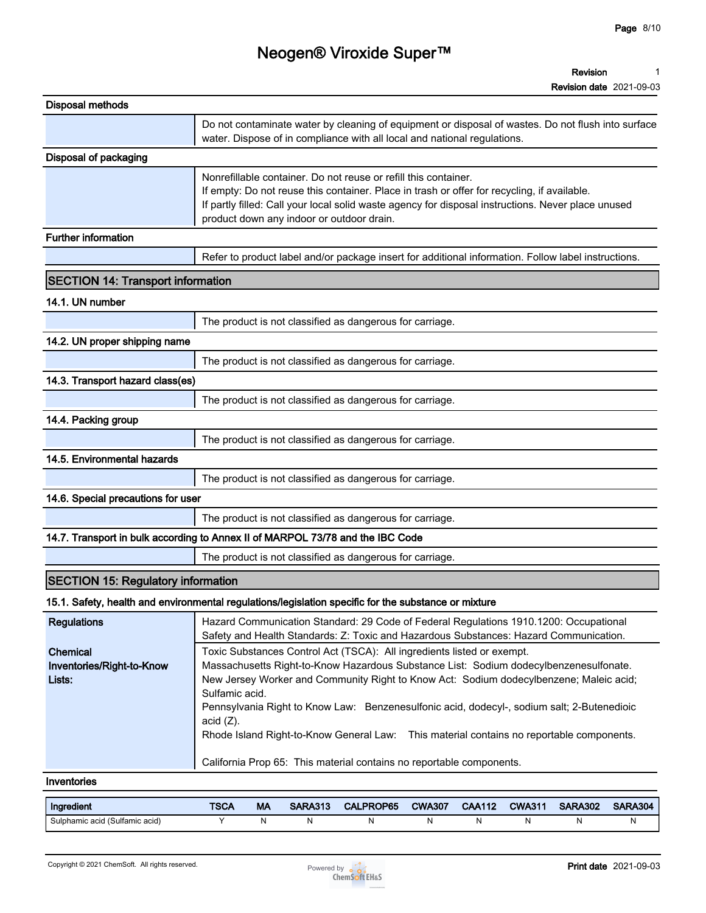### Disposal methods

Do not contaminate water by cleaning of equipment or disposal of wastes. Do not flush into surface water. Dispose of in compliance with all local and national regulations.

### Disposal of packaging

Nonrefillable container. Do not reuse or refill this container.
If empty: Do not reuse this container. Place in trash or offer for recycling, if available.
If partly filled: Call your local solid waste agency for disposal instructions. Never place unused product down any indoor or outdoor drain.

### Further information

Refer to product label and/or package insert for additional information. Follow label instructions.

## SECTION 14: Transport information

### 14.1. UN number

The product is not classified as dangerous for carriage.

### 14.2. UN proper shipping name

The product is not classified as dangerous for carriage.

### 14.3. Transport hazard class(es)

The product is not classified as dangerous for carriage.

### 14.4. Packing group

The product is not classified as dangerous for carriage.

### 14.5. Environmental hazards

The product is not classified as dangerous for carriage.

### 14.6. Special precautions for user

The product is not classified as dangerous for carriage.

### 14.7. Transport in bulk according to Annex II of MARPOL 73/78 and the IBC Code

The product is not classified as dangerous for carriage.

## SECTION 15: Regulatory information

### 15.1. Safety, health and environmental regulations/legislation specific for the substance or mixture

**Regulations**

Hazard Communication Standard: 29 Code of Federal Regulations 1910.1200: Occupational Safety and Health Standards: Z: Toxic and Hazardous Substances: Hazard Communication.

**Chemical Inventories/Right-to-Know Lists:**

Toxic Substances Control Act (TSCA): All ingredients listed or exempt.
Massachusetts Right-to-Know Hazardous Substance List: Sodium dodecylbenzenesulfonate.
New Jersey Worker and Community Right to Know Act: Sodium dodecylbenzene; Maleic acid; Sulfamic acid.
Pennsylvania Right to Know Law: Benzenesulfonic acid, dodecyl-, sodium salt; 2-Butenedioic acid (Z).
Rhode Island Right-to-Know General Law: This material contains no reportable components.

California Prop 65: This material contains no reportable components.

### Inventories

| Ingredient | TSCA | MA | SARA313 | CALPROP65 | CWA307 | CAA112 | CWA311 | SARA302 | SARA304 |
|---|---|---|---|---|---|---|---|---|---|
| Sulphamic acid (Sulfamic acid) | Y | N | N | N | N | N | N | N | N |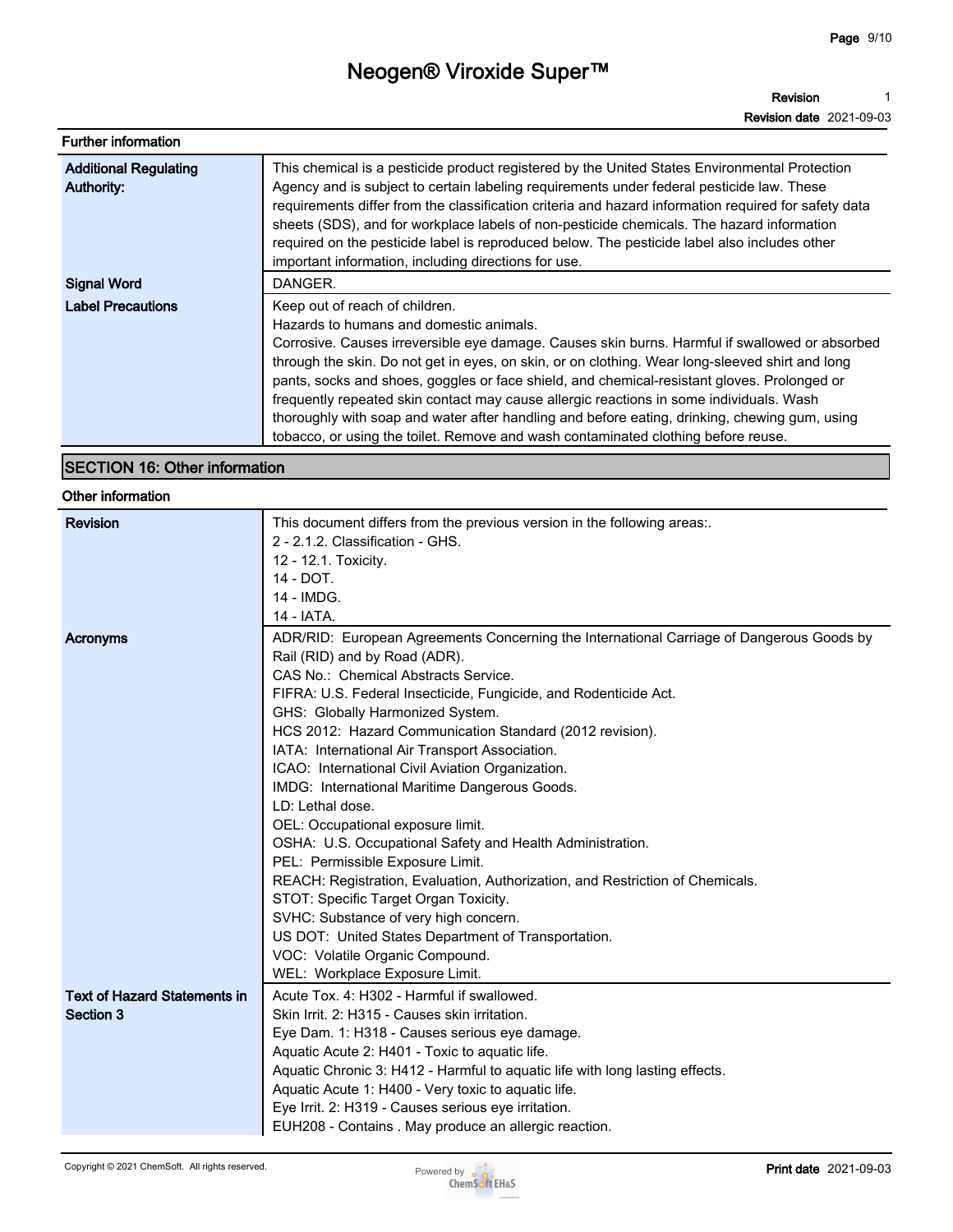### Further information

| | |
|---|---|
| **Additional Regulating Authority:** | This chemical is a pesticide product registered by the United States Environmental Protection Agency and is subject to certain labeling requirements under federal pesticide law. These requirements differ from the classification criteria and hazard information required for safety data sheets (SDS), and for workplace labels of non-pesticide chemicals. The hazard information required on the pesticide label is reproduced below. The pesticide label also includes other important information, including directions for use. |
| **Signal Word** | DANGER. |
| **Label Precautions** | Keep out of reach of children.<br>Hazards to humans and domestic animals.<br>Corrosive. Causes irreversible eye damage. Causes skin burns. Harmful if swallowed or absorbed through the skin. Do not get in eyes, on skin, or on clothing. Wear long-sleeved shirt and long pants, socks and shoes, goggles or face shield, and chemical-resistant gloves. Prolonged or frequently repeated skin contact may cause allergic reactions in some individuals. Wash thoroughly with soap and water after handling and before eating, drinking, chewing gum, using tobacco, or using the toilet. Remove and wash contaminated clothing before reuse. |

## SECTION 16: Other information

### Other information

| | |
|---|---|
| **Revision** | This document differs from the previous version in the following areas:.<br>2 - 2.1.2. Classification - GHS.<br>12 - 12.1. Toxicity.<br>14 - DOT.<br>14 - IMDG.<br>14 - IATA. |
| **Acronyms** | ADR/RID: European Agreements Concerning the International Carriage of Dangerous Goods by Rail (RID) and by Road (ADR).<br>CAS No.: Chemical Abstracts Service.<br>FIFRA: U.S. Federal Insecticide, Fungicide, and Rodenticide Act.<br>GHS: Globally Harmonized System.<br>HCS 2012: Hazard Communication Standard (2012 revision).<br>IATA: International Air Transport Association.<br>ICAO: International Civil Aviation Organization.<br>IMDG: International Maritime Dangerous Goods.<br>LD: Lethal dose.<br>OEL: Occupational exposure limit.<br>OSHA: U.S. Occupational Safety and Health Administration.<br>PEL: Permissible Exposure Limit.<br>REACH: Registration, Evaluation, Authorization, and Restriction of Chemicals.<br>STOT: Specific Target Organ Toxicity.<br>SVHC: Substance of very high concern.<br>US DOT: United States Department of Transportation.<br>VOC: Volatile Organic Compound.<br>WEL: Workplace Exposure Limit. |
| **Text of Hazard Statements in Section 3** | Acute Tox. 4: H302 - Harmful if swallowed.<br>Skin Irrit. 2: H315 - Causes skin irritation.<br>Eye Dam. 1: H318 - Causes serious eye damage.<br>Aquatic Acute 2: H401 - Toxic to aquatic life.<br>Aquatic Chronic 3: H412 - Harmful to aquatic life with long lasting effects.<br>Aquatic Acute 1: H400 - Very toxic to aquatic life.<br>Eye Irrit. 2: H319 - Causes serious eye irritation.<br>EUH208 - Contains . May produce an allergic reaction. |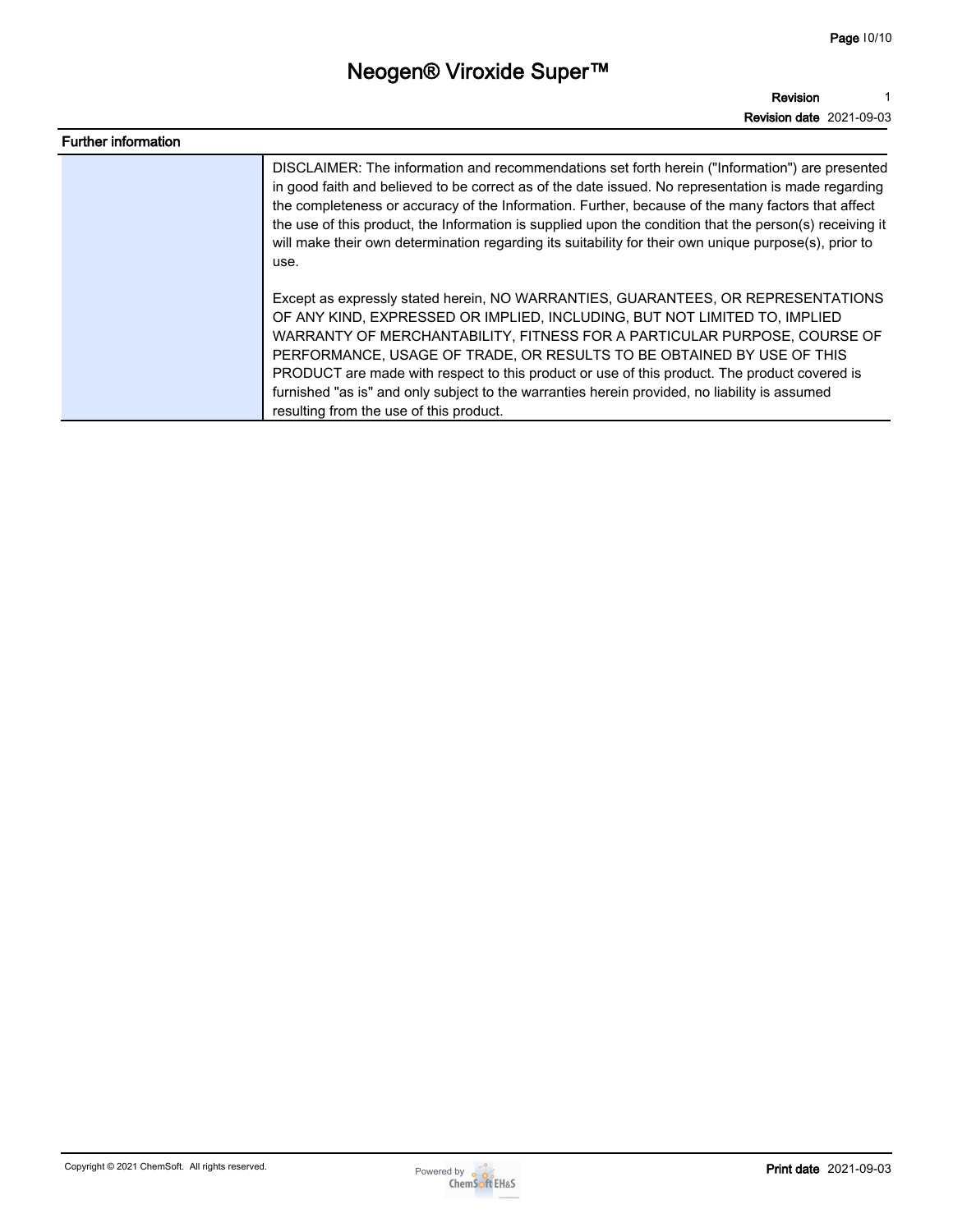## Further information

| | |
|---|---|
| | DISCLAIMER: The information and recommendations set forth herein ("Information") are presented in good faith and believed to be correct as of the date issued. No representation is made regarding the completeness or accuracy of the Information. Further, because of the many factors that affect the use of this product, the Information is supplied upon the condition that the person(s) receiving it will make their own determination regarding its suitability for their own unique purpose(s), prior to use.<br><br>Except as expressly stated herein, NO WARRANTIES, GUARANTEES, OR REPRESENTATIONS OF ANY KIND, EXPRESSED OR IMPLIED, INCLUDING, BUT NOT LIMITED TO, IMPLIED WARRANTY OF MERCHANTABILITY, FITNESS FOR A PARTICULAR PURPOSE, COURSE OF PERFORMANCE, USAGE OF TRADE, OR RESULTS TO BE OBTAINED BY USE OF THIS PRODUCT are made with respect to this product or use of this product. The product covered is furnished "as is" and only subject to the warranties herein provided, no liability is assumed resulting from the use of this product. |